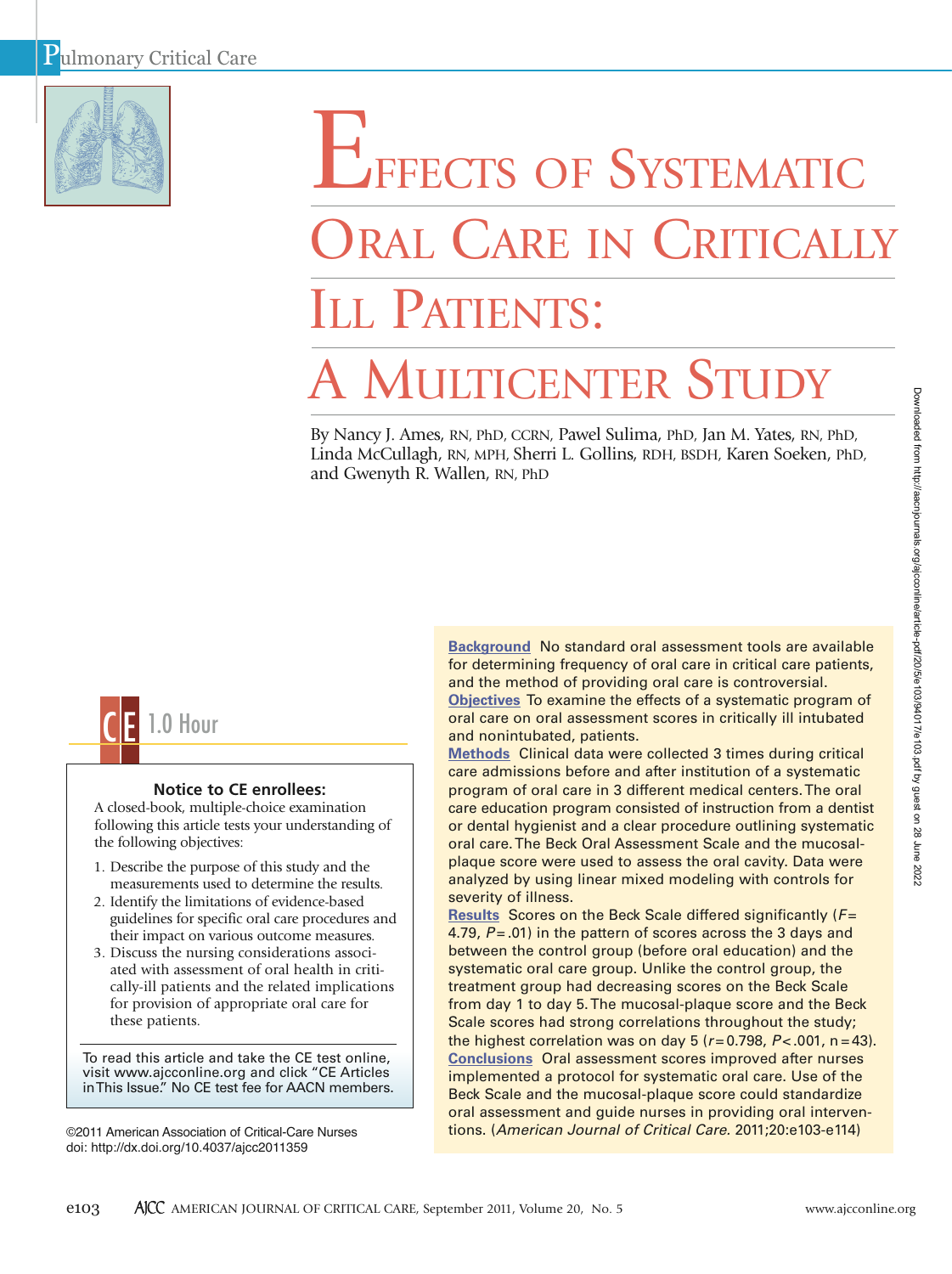# Effects of Systematic Oral Care in Critically Ill Patients: A Multicenter Study

By Nancy J. Ames, RN, PhD, CCRN, Pawel Sulima, PhD, Jan M. Yates, RN, PhD, Linda McCullagh, RN, MPH, Sherri L. Gollins, RDH, BSDH, Karen Soeken, PhD, and Gwenyth R. Wallen, RN, PhD

**CE 1.0 Hour**

**Notice to CE enrollees:**

A closed-book, multiple-choice examination following this article tests your understanding of the following objectives:

1. Describe the purpose of this study and the measurements used to determine the results.
2. Identify the limitations of evidence-based guidelines for specific oral care procedures and their impact on various outcome measures.
3. Discuss the nursing considerations associated with assessment of oral health in critically-ill patients and the related implications for provision of appropriate oral care for these patients.

To read this article and take the CE test online, visit www.ajcconline.org and click "CE Articles in This Issue." No CE test fee for AACN members.

©2011 American Association of Critical-Care Nurses
doi: http://dx.doi.org/10.4037/ajcc2011359

**Background** No standard oral assessment tools are available for determining frequency of oral care in critical care patients, and the method of providing oral care is controversial.

**Objectives** To examine the effects of a systematic program of oral care on oral assessment scores in critically ill intubated and nonintubated, patients.

**Methods** Clinical data were collected 3 times during critical care admissions before and after institution of a systematic program of oral care in 3 different medical centers. The oral care education program consisted of instruction from a dentist or dental hygienist and a clear procedure outlining systematic oral care. The Beck Oral Assessment Scale and the mucosal-plaque score were used to assess the oral cavity. Data were analyzed by using linear mixed modeling with controls for severity of illness.

**Results** Scores on the Beck Scale differed significantly ($F$= 4.79, $P$= .01) in the pattern of scores across the 3 days and between the control group (before oral education) and the systematic oral care group. Unlike the control group, the treatment group had decreasing scores on the Beck Scale from day 1 to day 5. The mucosal-plaque score and the Beck Scale scores had strong correlations throughout the study; the highest correlation was on day 5 ($r$= 0.798, $P$< .001, n = 43).

**Conclusions** Oral assessment scores improved after nurses implemented a protocol for systematic oral care. Use of the Beck Scale and the mucosal-plaque score could standardize oral assessment and guide nurses in providing oral interventions. (*American Journal of Critical Care.* 2011;20:e103-e114)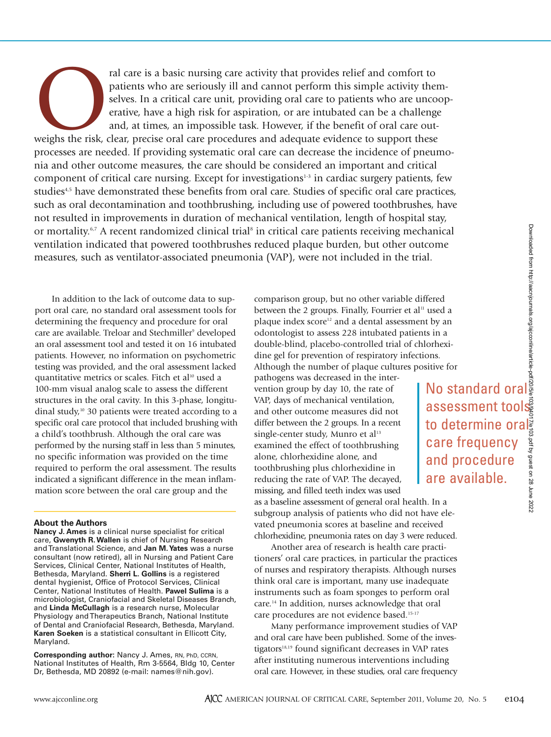Oral care is a basic nursing care activity that provides relief and comfort to patients who are seriously ill and cannot perform this simple activity themselves. In a critical care unit, providing oral care to patients who are uncooperative, have a high risk for aspiration, or are intubated can be a challenge and, at times, an impossible task. However, if the benefit of oral care outweighs the risk, clear, precise oral care procedures and adequate evidence to support these processes are needed. If providing systematic oral care can decrease the incidence of pneumonia and other outcome measures, the care should be considered an important and critical component of critical care nursing. Except for investigations[1-3] in cardiac surgery patients, few studies[4,5] have demonstrated these benefits from oral care. Studies of specific oral care practices, such as oral decontamination and toothbrushing, including use of powered toothbrushes, have not resulted in improvements in duration of mechanical ventilation, length of hospital stay, or mortality.[6,7] A recent randomized clinical trial[8] in critical care patients receiving mechanical ventilation indicated that powered toothbrushes reduced plaque burden, but other outcome measures, such as ventilator-associated pneumonia (VAP), were not included in the trial.

In addition to the lack of outcome data to support oral care, no standard oral assessment tools for determining the frequency and procedure for oral care are available. Treloar and Stechmiller[9] developed an oral assessment tool and tested it on 16 intubated patients. However, no information on psychometric testing was provided, and the oral assessment lacked quantitative metrics or scales. Fitch et al[10] used a 100-mm visual analog scale to assess the different structures in the oral cavity. In this 3-phase, longitudinal study,[10] 30 patients were treated according to a specific oral care protocol that included brushing with a child's toothbrush. Although the oral care was performed by the nursing staff in less than 5 minutes, no specific information was provided on the time required to perform the oral assessment. The results indicated a significant difference in the mean inflammation score between the oral care group and the comparison group, but no other variable differed between the 2 groups. Finally, Fourrier et al[11] used a plaque index score[12] and a dental assessment by an odontologist to assess 228 intubated patients in a double-blind, placebo-controlled trial of chlorhexidine gel for prevention of respiratory infections. Although the number of plaque cultures positive for pathogens was decreased in the intervention group by day 10, the rate of VAP, days of mechanical ventilation, and other outcome measures did not differ between the 2 groups. In a recent single-center study, Munro et al[13] examined the effect of toothbrushing alone, chlorhexidine alone, and toothbrushing plus chlorhexidine in reducing the rate of VAP. The decayed, missing, and filled teeth index was used as a baseline assessment of general oral health. In a subgroup analysis of patients who did not have elevated pneumonia scores at baseline and received chlorhexidine, pneumonia rates on day 3 were reduced.

> No standard oral assessment tools to determine oral care frequency and procedure are available.

Another area of research is health care practitioners' oral care practices, in particular the practices of nurses and respiratory therapists. Although nurses think oral care is important, many use inadequate instruments such as foam sponges to perform oral care.[14] In addition, nurses acknowledge that oral care procedures are not evidence based.[15-17]

Many performance improvement studies of VAP and oral care have been published. Some of the investigators[18,19] found significant decreases in VAP rates after instituting numerous interventions including oral care. However, in these studies, oral care frequency

**About the Authors**

**Nancy J. Ames** is a clinical nurse specialist for critical care, **Gwenyth R. Wallen** is chief of Nursing Research and Translational Science, and **Jan M. Yates** was a nurse consultant (now retired), all in Nursing and Patient Care Services, Clinical Center, National Institutes of Health, Bethesda, Maryland. **Sherri L. Gollins** is a registered dental hygienist, Office of Protocol Services, Clinical Center, National Institutes of Health. **Pawel Sulima** is a microbiologist, Craniofacial and Skeletal Diseases Branch, and **Linda McCullagh** is a research nurse, Molecular Physiology and Therapeutics Branch, National Institute of Dental and Craniofacial Research, Bethesda, Maryland. **Karen Soeken** is a statistical consultant in Ellicott City, Maryland.

**Corresponding author:** Nancy J. Ames, RN, PhD, CCRN, National Institutes of Health, Rm 3-5564, Bldg 10, Center Dr, Bethesda, MD 20892 (e-mail: names@nih.gov).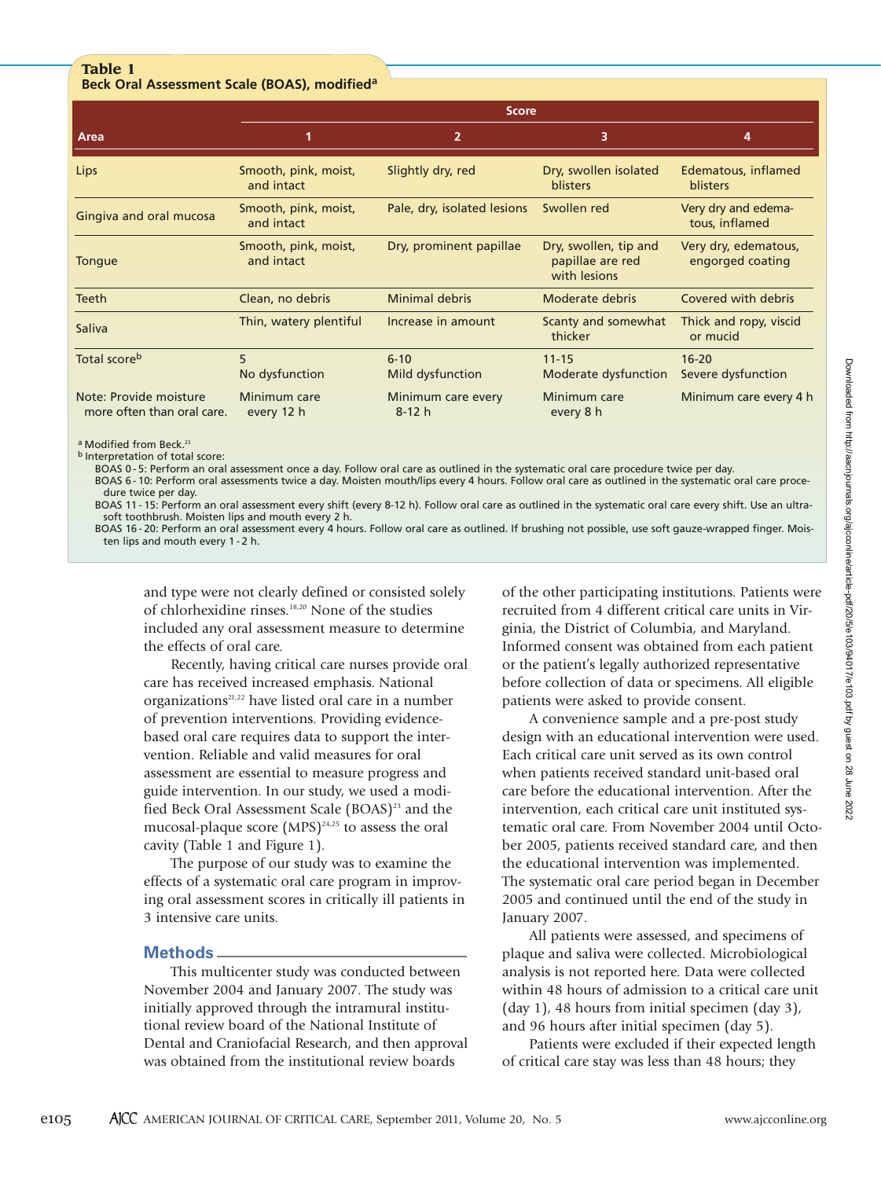**Table 1**
**Beck Oral Assessment Scale (BOAS), modified[a]**

| Area | Score | | | |
|---|---|---|---|---|
| | 1 | 2 | 3 | 4 |
| Lips | Smooth, pink, moist, and intact | Slightly dry, red | Dry, swollen isolated blisters | Edematous, inflamed blisters |
| Gingiva and oral mucosa | Smooth, pink, moist, and intact | Pale, dry, isolated lesions | Swollen red | Very dry and edematous, inflamed |
| Tongue | Smooth, pink, moist, and intact | Dry, prominent papillae | Dry, swollen, tip and papillae are red with lesions | Very dry, edematous, engorged coating |
| Teeth | Clean, no debris | Minimal debris | Moderate debris | Covered with debris |
| Saliva | Thin, watery plentiful | Increase in amount | Scanty and somewhat thicker | Thick and ropy, viscid or mucid |
| Total score[b] | 5 No dysfunction | 6-10 Mild dysfunction | 11-15 Moderate dysfunction | 16-20 Severe dysfunction |
| Note: Provide moisture more often than oral care. | Minimum care every 12 h | Minimum care every 8-12 h | Minimum care every 8 h | Minimum care every 4 h |

[a] Modified from Beck.[23]
[b] Interpretation of total score:
BOAS 0 - 5: Perform an oral assessment once a day. Follow oral care as outlined in the systematic oral care procedure twice per day.
BOAS 6 - 10: Perform oral assessments twice a day. Moisten mouth/lips every 4 hours. Follow oral care as outlined in the systematic oral care procedure twice per day.
BOAS 11 - 15: Perform an oral assessment every shift (every 8-12 h). Follow oral care as outlined in the systematic oral care every shift. Use an ultra-soft toothbrush. Moisten lips and mouth every 2 h.
BOAS 16 - 20: Perform an oral assessment every 4 hours. Follow oral care as outlined. If brushing not possible, use soft gauze-wrapped finger. Moisten lips and mouth every 1 - 2 h.

and type were not clearly defined or consisted solely of chlorhexidine rinses.[18,20] None of the studies included any oral assessment measure to determine the effects of oral care.

Recently, having critical care nurses provide oral care has received increased emphasis. National organizations[21,22] have listed oral care in a number of prevention interventions. Providing evidence-based oral care requires data to support the intervention. Reliable and valid measures for oral assessment are essential to measure progress and guide intervention. In our study, we used a modified Beck Oral Assessment Scale (BOAS)[23] and the mucosal-plaque score (MPS)[24,25] to assess the oral cavity (Table 1 and Figure 1).

The purpose of our study was to examine the effects of a systematic oral care program in improving oral assessment scores in critically ill patients in 3 intensive care units.

## Methods

This multicenter study was conducted between November 2004 and January 2007. The study was initially approved through the intramural institutional review board of the National Institute of Dental and Craniofacial Research, and then approval was obtained from the institutional review boards of the other participating institutions. Patients were recruited from 4 different critical care units in Virginia, the District of Columbia, and Maryland. Informed consent was obtained from each patient or the patient's legally authorized representative before collection of data or specimens. All eligible patients were asked to provide consent.

A convenience sample and a pre-post study design with an educational intervention were used. Each critical care unit served as its own control when patients received standard unit-based oral care before the educational intervention. After the intervention, each critical care unit instituted systematic oral care. From November 2004 until October 2005, patients received standard care, and then the educational intervention was implemented. The systematic oral care period began in December 2005 and continued until the end of the study in January 2007.

All patients were assessed, and specimens of plaque and saliva were collected. Microbiological analysis is not reported here. Data were collected within 48 hours of admission to a critical care unit (day 1), 48 hours from initial specimen (day 3), and 96 hours after initial specimen (day 5).

Patients were excluded if their expected length of critical care stay was less than 48 hours; they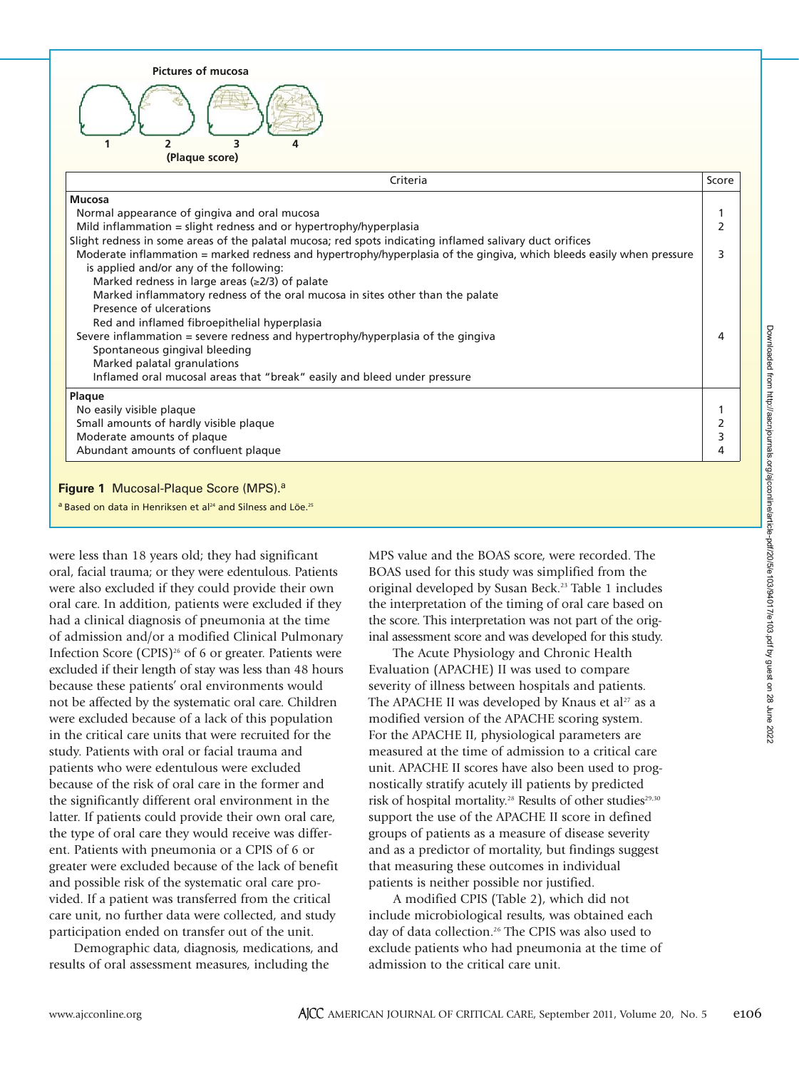Pictures of mucosa

1 2 3 4

(Plaque score)

| Criteria | Score |
|---|---|
| **Mucosa** | |
| Normal appearance of gingiva and oral mucosa | 1 |
| Mild inflammation = slight redness and or hypertrophy/hyperplasia | 2 |
| Slight redness in some areas of the palatal mucosa; red spots indicating inflamed salivary duct orifices | |
| Moderate inflammation = marked redness and hypertrophy/hyperplasia of the gingiva, which bleeds easily when pressure is applied and/or any of the following: | 3 |
| Marked redness in large areas (≥2/3) of palate | |
| Marked inflammatory redness of the oral mucosa in sites other than the palate | |
| Presence of ulcerations | |
| Red and inflamed fibroepithelial hyperplasia | |
| Severe inflammation = severe redness and hypertrophy/hyperplasia of the gingiva | 4 |
| Spontaneous gingival bleeding | |
| Marked palatal granulations | |
| Inflamed oral mucosal areas that "break" easily and bleed under pressure | |
| **Plaque** | |
| No easily visible plaque | 1 |
| Small amounts of hardly visible plaque | 2 |
| Moderate amounts of plaque | 3 |
| Abundant amounts of confluent plaque | 4 |

**Figure 1** Mucosal-Plaque Score (MPS).[a]

[a] Based on data in Henriksen et al[24] and Silness and Löe.[25]

were less than 18 years old; they had significant oral, facial trauma; or they were edentulous. Patients were also excluded if they could provide their own oral care. In addition, patients were excluded if they had a clinical diagnosis of pneumonia at the time of admission and/or a modified Clinical Pulmonary Infection Score (CPIS)[26] of 6 or greater. Patients were excluded if their length of stay was less than 48 hours because these patients' oral environments would not be affected by the systematic oral care. Children were excluded because of a lack of this population in the critical care units that were recruited for the study. Patients with oral or facial trauma and patients who were edentulous were excluded because of the risk of oral care in the former and the significantly different oral environment in the latter. If patients could provide their own oral care, the type of oral care they would receive was different. Patients with pneumonia or a CPIS of 6 or greater were excluded because of the lack of benefit and possible risk of the systematic oral care provided. If a patient was transferred from the critical care unit, no further data were collected, and study participation ended on transfer out of the unit.

Demographic data, diagnosis, medications, and results of oral assessment measures, including the MPS value and the BOAS score, were recorded. The BOAS used for this study was simplified from the original developed by Susan Beck.[23] Table 1 includes the interpretation of the timing of oral care based on the score. This interpretation was not part of the original assessment score and was developed for this study.

The Acute Physiology and Chronic Health Evaluation (APACHE) II was used to compare severity of illness between hospitals and patients. The APACHE II was developed by Knaus et al[27] as a modified version of the APACHE scoring system. For the APACHE II, physiological parameters are measured at the time of admission to a critical care unit. APACHE II scores have also been used to prognostically stratify acutely ill patients by predicted risk of hospital mortality.[28] Results of other studies[29,30] support the use of the APACHE II score in defined groups of patients as a measure of disease severity and as a predictor of mortality, but findings suggest that measuring these outcomes in individual patients is neither possible nor justified.

A modified CPIS (Table 2), which did not include microbiological results, was obtained each day of data collection.[26] The CPIS was also used to exclude patients who had pneumonia at the time of admission to the critical care unit.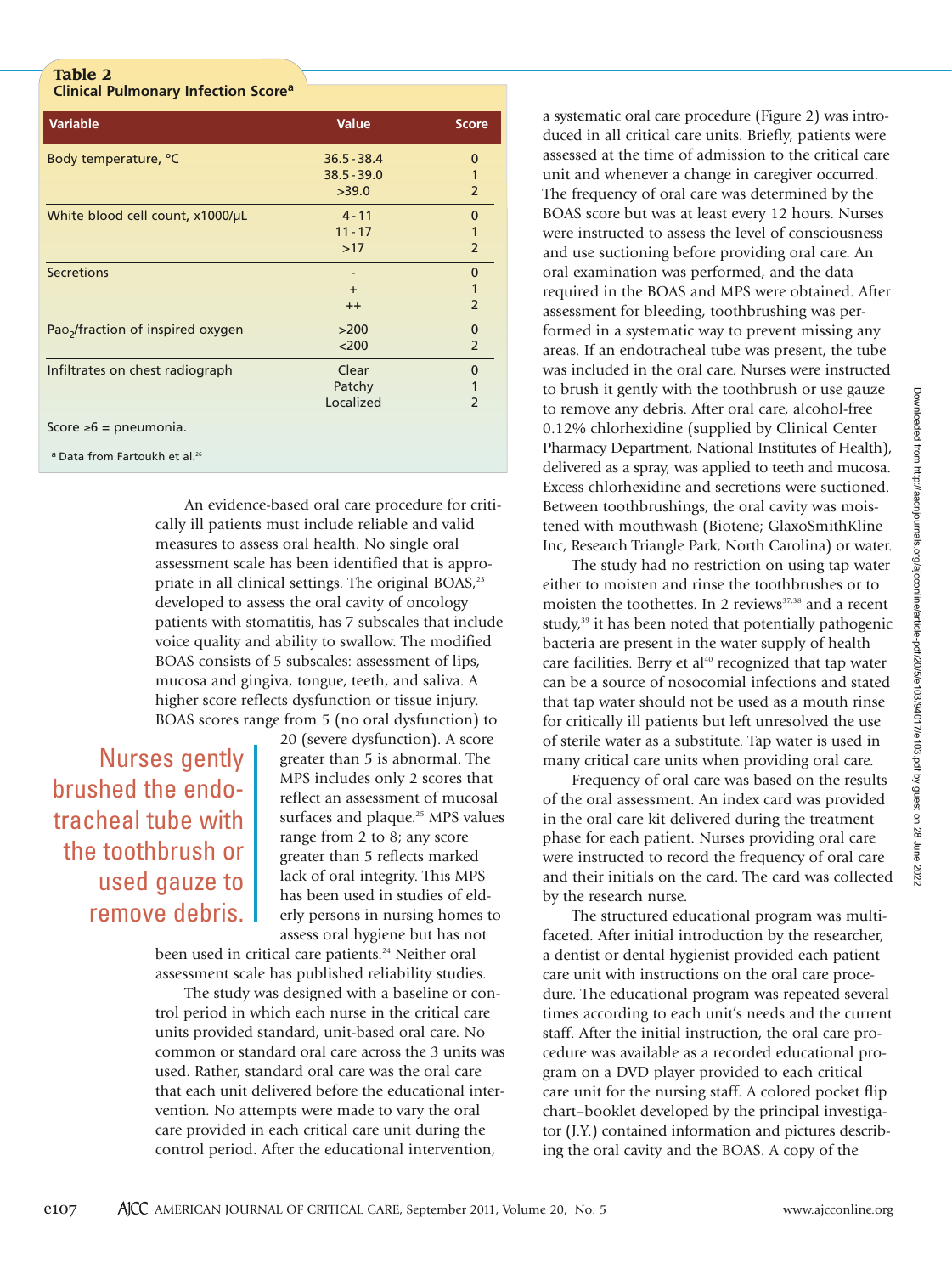**Table 2**
**Clinical Pulmonary Infection Score[a]**

| Variable | Value | Score |
|---|---|---|
| Body temperature, °C | 36.5-38.4 | 0 |
| | 38.5-39.0 | 1 |
| | >39.0 | 2 |
| White blood cell count, x1000/μL | 4-11 | 0 |
| | 11-17 | 1 |
| | >17 | 2 |
| Secretions | - | 0 |
| | + | 1 |
| | ++ | 2 |
| $Pao_2$/fraction of inspired oxygen | >200 | 0 |
| | <200 | 2 |
| Infiltrates on chest radiograph | Clear | 0 |
| | Patchy | 1 |
| | Localized | 2 |

Score ≥6 = pneumonia.

[a] Data from Fartoukh et al.[26]

An evidence-based oral care procedure for critically ill patients must include reliable and valid measures to assess oral health. No single oral assessment scale has been identified that is appropriate in all clinical settings. The original BOAS,[23] developed to assess the oral cavity of oncology patients with stomatitis, has 7 subscales that include voice quality and ability to swallow. The modified BOAS consists of 5 subscales: assessment of lips, mucosa and gingiva, tongue, teeth, and saliva. A higher score reflects dysfunction or tissue injury. BOAS scores range from 5 (no oral dysfunction) to 20 (severe dysfunction). A score greater than 5 is abnormal. The MPS includes only 2 scores that reflect an assessment of mucosal surfaces and plaque.[25] MPS values range from 2 to 8; any score greater than 5 reflects marked lack of oral integrity. This MPS has been used in studies of elderly persons in nursing homes to assess oral hygiene but has not been used in critical care patients.[24] Neither oral assessment scale has published reliability studies.

> Nurses gently brushed the endotracheal tube with the toothbrush or used gauze to remove debris.

The study was designed with a baseline or control period in which each nurse in the critical care units provided standard, unit-based oral care. No common or standard oral care across the 3 units was used. Rather, standard oral care was the oral care that each unit delivered before the educational intervention. No attempts were made to vary the oral care provided in each critical care unit during the control period. After the educational intervention, a systematic oral care procedure (Figure 2) was introduced in all critical care units. Briefly, patients were assessed at the time of admission to the critical care unit and whenever a change in caregiver occurred. The frequency of oral care was determined by the BOAS score but was at least every 12 hours. Nurses were instructed to assess the level of consciousness and use suctioning before providing oral care. An oral examination was performed, and the data required in the BOAS and MPS were obtained. After assessment for bleeding, toothbrushing was performed in a systematic way to prevent missing any areas. If an endotracheal tube was present, the tube was included in the oral care. Nurses were instructed to brush it gently with the toothbrush or use gauze to remove any debris. After oral care, alcohol-free 0.12% chlorhexidine (supplied by Clinical Center Pharmacy Department, National Institutes of Health), delivered as a spray, was applied to teeth and mucosa. Excess chlorhexidine and secretions were suctioned. Between toothbrushings, the oral cavity was moistened with mouthwash (Biotene; GlaxoSmithKline Inc, Research Triangle Park, North Carolina) or water.

The study had no restriction on using tap water either to moisten and rinse the toothbrushes or to moisten the toothettes. In 2 reviews[37,38] and a recent study,[39] it has been noted that potentially pathogenic bacteria are present in the water supply of health care facilities. Berry et al[40] recognized that tap water can be a source of nosocomial infections and stated that tap water should not be used as a mouth rinse for critically ill patients but left unresolved the use of sterile water as a substitute. Tap water is used in many critical care units when providing oral care.

Frequency of oral care was based on the results of the oral assessment. An index card was provided in the oral care kit delivered during the treatment phase for each patient. Nurses providing oral care were instructed to record the frequency of oral care and their initials on the card. The card was collected by the research nurse.

The structured educational program was multifaceted. After initial introduction by the researcher, a dentist or dental hygienist provided each patient care unit with instructions on the oral care procedure. The educational program was repeated several times according to each unit's needs and the current staff. After the initial instruction, the oral care procedure was available as a recorded educational program on a DVD player provided to each critical care unit for the nursing staff. A colored pocket flip chart–booklet developed by the principal investigator (J.Y.) contained information and pictures describing the oral cavity and the BOAS. A copy of the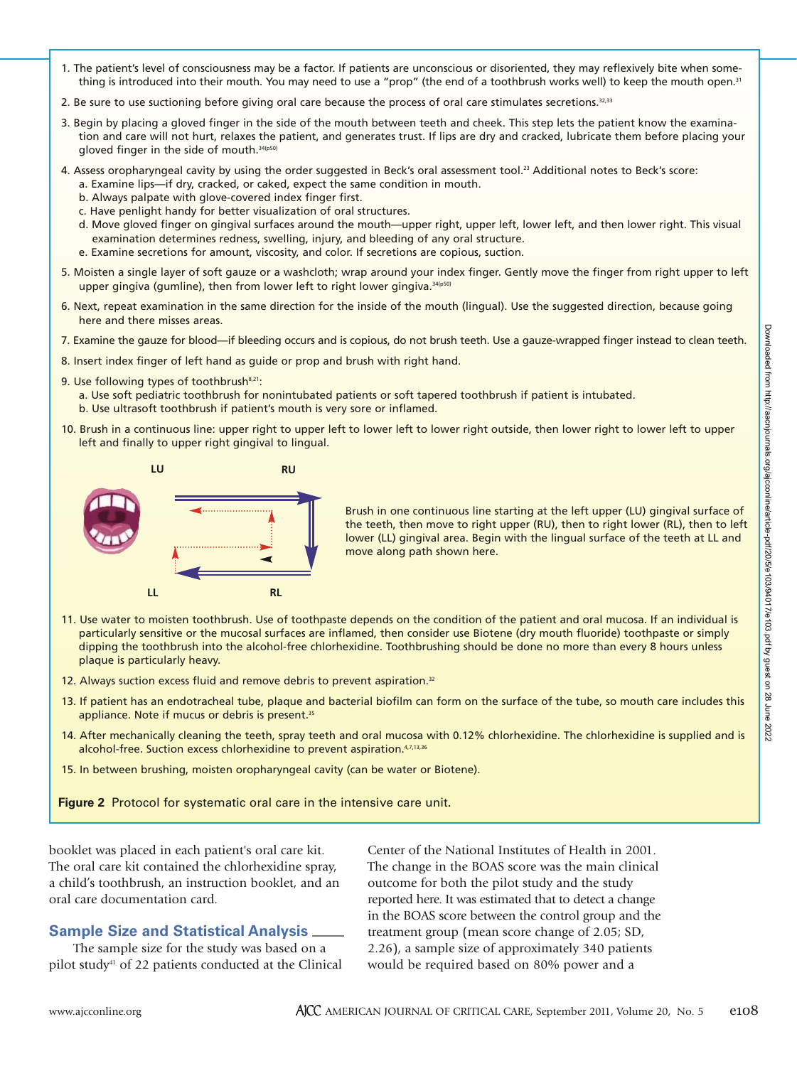1. The patient's level of consciousness may be a factor. If patients are unconscious or disoriented, they may reflexively bite when something is introduced into their mouth. You may need to use a "prop" (the end of a toothbrush works well) to keep the mouth open.[31]
2. Be sure to use suctioning before giving oral care because the process of oral care stimulates secretions.[32,33]
3. Begin by placing a gloved finger in the side of the mouth between teeth and cheek. This step lets the patient know the examination and care will not hurt, relaxes the patient, and generates trust. If lips are dry and cracked, lubricate them before placing your gloved finger in the side of mouth.[34(p50)]
4. Assess oropharyngeal cavity by using the order suggested in Beck's oral assessment tool.[23] Additional notes to Beck's score:
   a. Examine lips—if dry, cracked, or caked, expect the same condition in mouth.
   b. Always palpate with glove-covered index finger first.
   c. Have penlight handy for better visualization of oral structures.
   d. Move gloved finger on gingival surfaces around the mouth—upper right, upper left, lower left, and then lower right. This visual examination determines redness, swelling, injury, and bleeding of any oral structure.
   e. Examine secretions for amount, viscosity, and color. If secretions are copious, suction.
5. Moisten a single layer of soft gauze or a washcloth; wrap around your index finger. Gently move the finger from right upper to left upper gingiva (gumline), then from lower left to right lower gingiva.[34(p50)]
6. Next, repeat examination in the same direction for the inside of the mouth (lingual). Use the suggested direction, because going here and there misses areas.
7. Examine the gauze for blood—if bleeding occurs and is copious, do not brush teeth. Use a gauze-wrapped finger instead to clean teeth.
8. Insert index finger of left hand as guide or prop and brush with right hand.
9. Use following types of toothbrush[8,21]:
   a. Use soft pediatric toothbrush for nonintubated patients or soft tapered toothbrush if patient is intubated.
   b. Use ultrasoft toothbrush if patient's mouth is very sore or inflamed.
10. Brush in a continuous line: upper right to upper left to lower left to lower right outside, then lower right to lower left to upper left and finally to upper right gingival to lingual.

Brush in one continuous line starting at the left upper (LU) gingival surface of the teeth, then move to right upper (RU), then to right lower (RL), then to left lower (LL) gingival area. Begin with the lingual surface of the teeth at LL and move along path shown here.

11. Use water to moisten toothbrush. Use of toothpaste depends on the condition of the patient and oral mucosa. If an individual is particularly sensitive or the mucosal surfaces are inflamed, then consider use Biotene (dry mouth fluoride) toothpaste or simply dipping the toothbrush into the alcohol-free chlorhexidine. Toothbrushing should be done no more than every 8 hours unless plaque is particularly heavy.
12. Always suction excess fluid and remove debris to prevent aspiration.[32]
13. If patient has an endotracheal tube, plaque and bacterial biofilm can form on the surface of the tube, so mouth care includes this appliance. Note if mucus or debris is present.[35]
14. After mechanically cleaning the teeth, spray teeth and oral mucosa with 0.12% chlorhexidine. The chlorhexidine is supplied and is alcohol-free. Suction excess chlorhexidine to prevent aspiration.[4,7,13,36]
15. In between brushing, moisten oropharyngeal cavity (can be water or Biotene).

**Figure 2** Protocol for systematic oral care in the intensive care unit.

booklet was placed in each patient's oral care kit. The oral care kit contained the chlorhexidine spray, a child's toothbrush, an instruction booklet, and an oral care documentation card.

## Sample Size and Statistical Analysis

The sample size for the study was based on a pilot study[41] of 22 patients conducted at the Clinical Center of the National Institutes of Health in 2001. The change in the BOAS score was the main clinical outcome for both the pilot study and the study reported here. It was estimated that to detect a change in the BOAS score between the control group and the treatment group (mean score change of 2.05; SD, 2.26), a sample size of approximately 340 patients would be required based on 80% power and a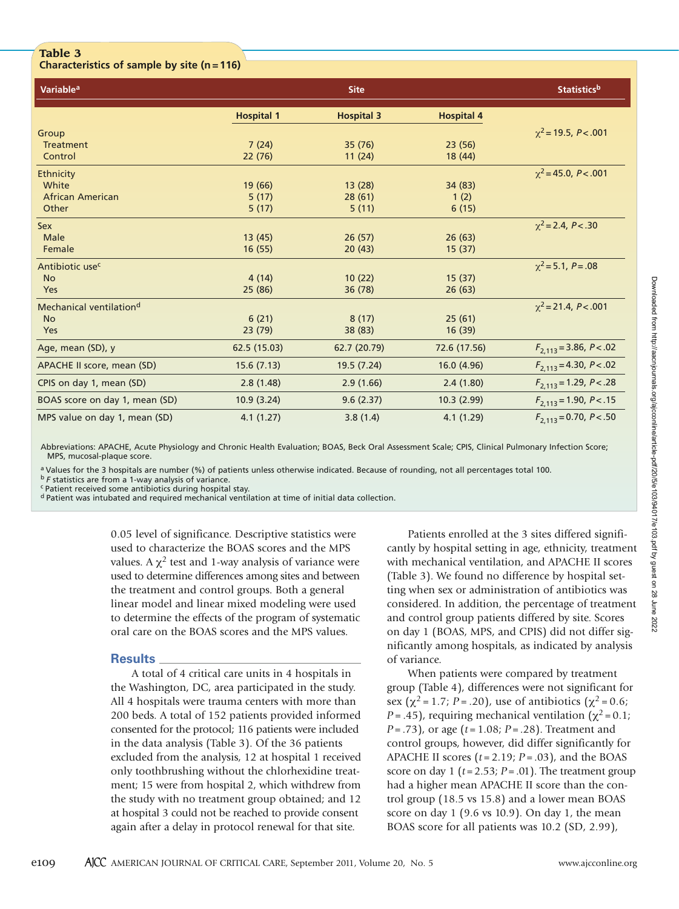**Table 3**
**Characteristics of sample by site (n = 116)**

| Variable[a] | Site | | | Statistics[b] |
|---|---|---|---|---|
| | Hospital 1 | Hospital 3 | Hospital 4 | |
| Group | | | | $\chi^2 = 19.5$, $P < .001$ |
| Treatment | 7 (24) | 35 (76) | 23 (56) | |
| Control | 22 (76) | 11 (24) | 18 (44) | |
| Ethnicity | | | | $\chi^2 = 45.0$, $P < .001$ |
| White | 19 (66) | 13 (28) | 34 (83) | |
| African American | 5 (17) | 28 (61) | 1 (2) | |
| Other | 5 (17) | 5 (11) | 6 (15) | |
| Sex | | | | $\chi^2 = 2.4$, $P < .30$ |
| Male | 13 (45) | 26 (57) | 26 (63) | |
| Female | 16 (55) | 20 (43) | 15 (37) | |
| Antibiotic use[c] | | | | $\chi^2 = 5.1$, $P = .08$ |
| No | 4 (14) | 10 (22) | 15 (37) | |
| Yes | 25 (86) | 36 (78) | 26 (63) | |
| Mechanical ventilation[d] | | | | $\chi^2 = 21.4$, $P < .001$ |
| No | 6 (21) | 8 (17) | 25 (61) | |
| Yes | 23 (79) | 38 (83) | 16 (39) | |
| Age, mean (SD), y | 62.5 (15.03) | 62.7 (20.79) | 72.6 (17.56) | $F_{2,113} = 3.86$, $P < .02$ |
| APACHE II score, mean (SD) | 15.6 (7.13) | 19.5 (7.24) | 16.0 (4.96) | $F_{2,113} = 4.30$, $P < .02$ |
| CPIS on day 1, mean (SD) | 2.8 (1.48) | 2.9 (1.66) | 2.4 (1.80) | $F_{2,113} = 1.29$, $P < .28$ |
| BOAS score on day 1, mean (SD) | 10.9 (3.24) | 9.6 (2.37) | 10.3 (2.99) | $F_{2,113} = 1.90$, $P < .15$ |
| MPS value on day 1, mean (SD) | 4.1 (1.27) | 3.8 (1.4) | 4.1 (1.29) | $F_{2,113} = 0.70$, $P < .50$ |

Abbreviations: APACHE, Acute Physiology and Chronic Health Evaluation; BOAS, Beck Oral Assessment Scale; CPIS, Clinical Pulmonary Infection Score; MPS, mucosal-plaque score.

[a] Values for the 3 hospitals are number (%) of patients unless otherwise indicated. Because of rounding, not all percentages total 100.
[b] *F* statistics are from a 1-way analysis of variance.
[c] Patient received some antibiotics during hospital stay.
[d] Patient was intubated and required mechanical ventilation at time of initial data collection.

0.05 level of significance. Descriptive statistics were used to characterize the BOAS scores and the MPS values. A $\chi^2$ test and 1-way analysis of variance were used to determine differences among sites and between the treatment and control groups. Both a general linear model and linear mixed modeling were used to determine the effects of the program of systematic oral care on the BOAS scores and the MPS values.

## Results

A total of 4 critical care units in 4 hospitals in the Washington, DC, area participated in the study. All 4 hospitals were trauma centers with more than 200 beds. A total of 152 patients provided informed consented for the protocol; 116 patients were included in the data analysis (Table 3). Of the 36 patients excluded from the analysis, 12 at hospital 1 received only toothbrushing without the chlorhexidine treatment; 15 were from hospital 2, which withdrew from the study with no treatment group obtained; and 12 at hospital 3 could not be reached to provide consent again after a delay in protocol renewal for that site.

Patients enrolled at the 3 sites differed significantly by hospital setting in age, ethnicity, treatment with mechanical ventilation, and APACHE II scores (Table 3). We found no difference by hospital setting when sex or administration of antibiotics was considered. In addition, the percentage of treatment and control group patients differed by site. Scores on day 1 (BOAS, MPS, and CPIS) did not differ significantly among hospitals, as indicated by analysis of variance.

When patients were compared by treatment group (Table 4), differences were not significant for sex ($\chi^2 = 1.7$; $P = .20$), use of antibiotics ($\chi^2 = 0.6$; $P = .45$), requiring mechanical ventilation ($\chi^2 = 0.1$; $P = .73$), or age ($t = 1.08$; $P = .28$). Treatment and control groups, however, did differ significantly for APACHE II scores ($t = 2.19$; $P = .03$), and the BOAS score on day 1 ($t = 2.53$; $P = .01$). The treatment group had a higher mean APACHE II score than the control group (18.5 vs 15.8) and a lower mean BOAS score on day 1 (9.6 vs 10.9). On day 1, the mean BOAS score for all patients was 10.2 (SD, 2.99),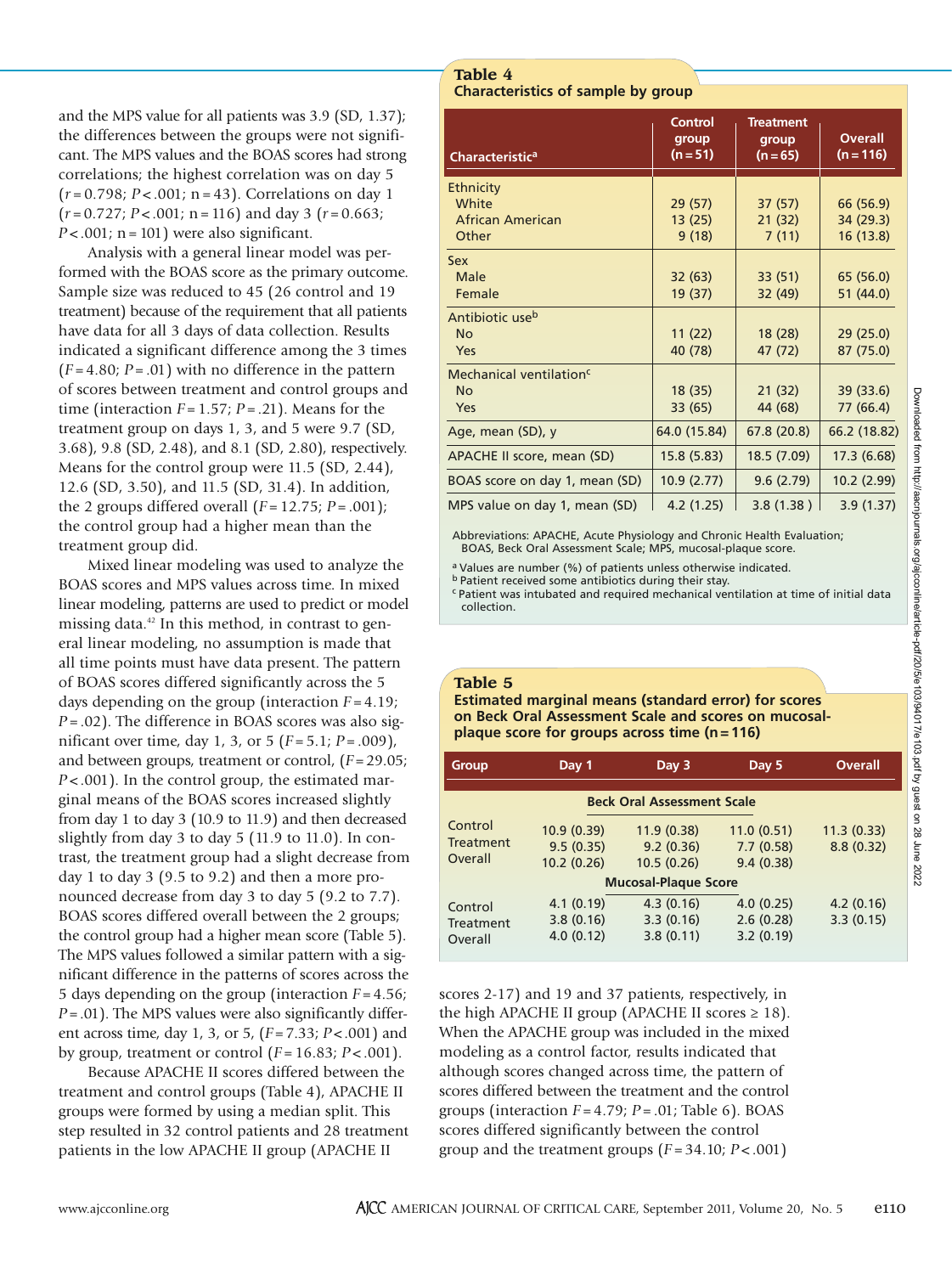and the MPS value for all patients was 3.9 (SD, 1.37); the differences between the groups were not significant. The MPS values and the BOAS scores had strong correlations; the highest correlation was on day 5 ($r = 0.798$; $P < .001$; n = 43). Correlations on day 1 ($r = 0.727$; $P < .001$; n = 116) and day 3 ($r = 0.663$; $P < .001$; n = 101) were also significant.

Analysis with a general linear model was performed with the BOAS score as the primary outcome. Sample size was reduced to 45 (26 control and 19 treatment) because of the requirement that all patients have data for all 3 days of data collection. Results indicated a significant difference among the 3 times ($F = 4.80$; $P = .01$) with no difference in the pattern of scores between treatment and control groups and time (interaction $F = 1.57$; $P = .21$). Means for the treatment group on days 1, 3, and 5 were 9.7 (SD, 3.68), 9.8 (SD, 2.48), and 8.1 (SD, 2.80), respectively. Means for the control group were 11.5 (SD, 2.44), 12.6 (SD, 3.50), and 11.5 (SD, 31.4). In addition, the 2 groups differed overall ($F = 12.75$; $P = .001$); the control group had a higher mean than the treatment group did.

Mixed linear modeling was used to analyze the BOAS scores and MPS values across time. In mixed linear modeling, patterns are used to predict or model missing data.[42] In this method, in contrast to general linear modeling, no assumption is made that all time points must have data present. The pattern of BOAS scores differed significantly across the 5 days depending on the group (interaction $F = 4.19$; $P = .02$). The difference in BOAS scores was also significant over time, day 1, 3, or 5 ($F = 5.1$; $P = .009$), and between groups, treatment or control, ($F = 29.05$; $P < .001$). In the control group, the estimated marginal means of the BOAS scores increased slightly from day 1 to day 3 (10.9 to 11.9) and then decreased slightly from day 3 to day 5 (11.9 to 11.0). In contrast, the treatment group had a slight decrease from day 1 to day 3 (9.5 to 9.2) and then a more pronounced decrease from day 3 to day 5 (9.2 to 7.7). BOAS scores differed overall between the 2 groups; the control group had a higher mean score (Table 5). The MPS values followed a similar pattern with a significant difference in the patterns of scores across the 5 days depending on the group (interaction $F = 4.56$; $P = .01$). The MPS values were also significantly different across time, day 1, 3, or 5, ($F = 7.33$; $P < .001$) and by group, treatment or control ($F = 16.83$; $P < .001$).

Because APACHE II scores differed between the treatment and control groups (Table 4), APACHE II groups were formed by using a median split. This step resulted in 32 control patients and 28 treatment patients in the low APACHE II group (APACHE II scores 2-17) and 19 and 37 patients, respectively, in the high APACHE II group (APACHE II scores ≥ 18). When the APACHE group was included in the mixed modeling as a control factor, results indicated that although scores changed across time, the pattern of scores differed between the treatment and the control groups (interaction $F = 4.79$; $P = .01$; Table 6). BOAS scores differed significantly between the control group and the treatment groups ($F = 34.10$; $P < .001$)

**Table 4**
**Characteristics of sample by group**

| Characteristic[a] | Control group (n = 51) | Treatment group (n = 65) | Overall (n = 116) |
|---|---|---|---|
| Ethnicity | | | |
| White | 29 (57) | 37 (57) | 66 (56.9) |
| African American | 13 (25) | 21 (32) | 34 (29.3) |
| Other | 9 (18) | 7 (11) | 16 (13.8) |
| Sex | | | |
| Male | 32 (63) | 33 (51) | 65 (56.0) |
| Female | 19 (37) | 32 (49) | 51 (44.0) |
| Antibiotic use[b] | | | |
| No | 11 (22) | 18 (28) | 29 (25.0) |
| Yes | 40 (78) | 47 (72) | 87 (75.0) |
| Mechanical ventilation[c] | | | |
| No | 18 (35) | 21 (32) | 39 (33.6) |
| Yes | 33 (65) | 44 (68) | 77 (66.4) |
| Age, mean (SD), y | 64.0 (15.84) | 67.8 (20.8) | 66.2 (18.82) |
| APACHE II score, mean (SD) | 15.8 (5.83) | 18.5 (7.09) | 17.3 (6.68) |
| BOAS score on day 1, mean (SD) | 10.9 (2.77) | 9.6 (2.79) | 10.2 (2.99) |
| MPS value on day 1, mean (SD) | 4.2 (1.25) | 3.8 (1.38 ) | 3.9 (1.37) |

Abbreviations: APACHE, Acute Physiology and Chronic Health Evaluation; BOAS, Beck Oral Assessment Scale; MPS, mucosal-plaque score.

[a] Values are number (%) of patients unless otherwise indicated.
[b] Patient received some antibiotics during their stay.
[c] Patient was intubated and required mechanical ventilation at time of initial data collection.

**Table 5**
**Estimated marginal means (standard error) for scores on Beck Oral Assessment Scale and scores on mucosal-plaque score for groups across time (n = 116)**

| Group | Day 1 | Day 3 | Day 5 | Overall |
|---|---|---|---|---|
| **Beck Oral Assessment Scale** | | | | |
| Control | 10.9 (0.39) | 11.9 (0.38) | 11.0 (0.51) | 11.3 (0.33) |
| Treatment | 9.5 (0.35) | 9.2 (0.36) | 7.7 (0.58) | 8.8 (0.32) |
| Overall | 10.2 (0.26) | 10.5 (0.26) | 9.4 (0.38) | |
| **Mucosal-Plaque Score** | | | | |
| Control | 4.1 (0.19) | 4.3 (0.16) | 4.0 (0.25) | 4.2 (0.16) |
| Treatment | 3.8 (0.16) | 3.3 (0.16) | 2.6 (0.28) | 3.3 (0.15) |
| Overall | 4.0 (0.12) | 3.8 (0.11) | 3.2 (0.19) | |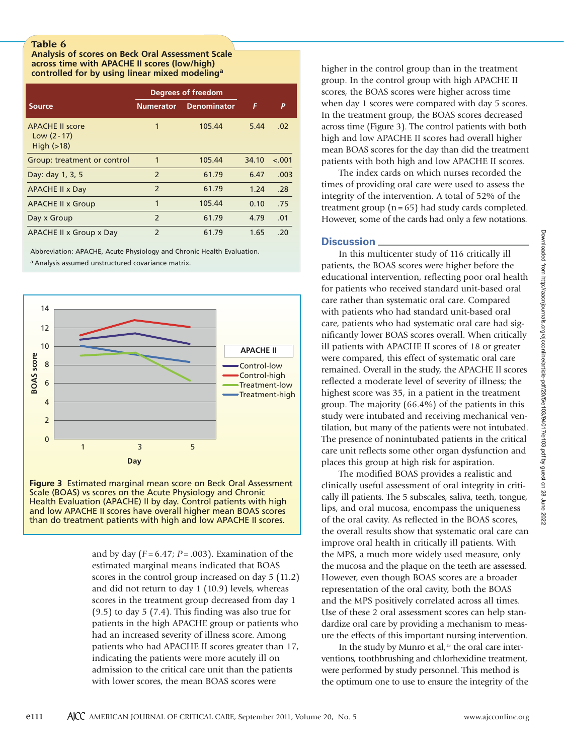**Table 6**
**Analysis of scores on Beck Oral Assessment Scale across time with APACHE II scores (low/high) controlled for by using linear mixed modeling[a]**

| Source | Degrees of freedom | | $F$ | $P$ |
|---|---|---|---|---|
| | Numerator | Denominator | | |
| APACHE II score<br>Low (2-17)<br>High (>18) | 1 | 105.44 | 5.44 | .02 |
| Group: treatment or control | 1 | 105.44 | 34.10 | <.001 |
| Day: day 1, 3, 5 | 2 | 61.79 | 6.47 | .003 |
| APACHE II x Day | 2 | 61.79 | 1.24 | .28 |
| APACHE II x Group | 1 | 105.44 | 0.10 | .75 |
| Day x Group | 2 | 61.79 | 4.79 | .01 |
| APACHE II x Group x Day | 2 | 61.79 | 1.65 | .20 |

Abbreviation: APACHE, Acute Physiology and Chronic Health Evaluation.
[a] Analysis assumed unstructured covariance matrix.

**Figure 3** Estimated marginal mean score on Beck Oral Assessment Scale (BOAS) vs scores on the Acute Physiology and Chronic Health Evaluation (APACHE) II by day. Control patients with high and low APACHE II scores have overall higher mean BOAS scores than do treatment patients with high and low APACHE II scores.

and by day ($F = 6.47$; $P = .003$). Examination of the estimated marginal means indicated that BOAS scores in the control group increased on day 5 (11.2) and did not return to day 1 (10.9) levels, whereas scores in the treatment group decreased from day 1 (9.5) to day 5 (7.4). This finding was also true for patients in the high APACHE group or patients who had an increased severity of illness score. Among patients who had APACHE II scores greater than 17, indicating the patients were more acutely ill on admission to the critical care unit than the patients with lower scores, the mean BOAS scores were higher in the control group than in the treatment group. In the control group with high APACHE II scores, the BOAS scores were higher across time when day 1 scores were compared with day 5 scores. In the treatment group, the BOAS scores decreased across time (Figure 3). The control patients with both high and low APACHE II scores had overall higher mean BOAS scores for the day than did the treatment patients with both high and low APACHE II scores.

The index cards on which nurses recorded the times of providing oral care were used to assess the integrity of the intervention. A total of 52% of the treatment group (n = 65) had study cards completed. However, some of the cards had only a few notations.

## Discussion

In this multicenter study of 116 critically ill patients, the BOAS scores were higher before the educational intervention, reflecting poor oral health for patients who received standard unit-based oral care rather than systematic oral care. Compared with patients who had standard unit-based oral care, patients who had systematic oral care had significantly lower BOAS scores overall. When critically ill patients with APACHE II scores of 18 or greater were compared, this effect of systematic oral care remained. Overall in the study, the APACHE II scores reflected a moderate level of severity of illness; the highest score was 35, in a patient in the treatment group. The majority (66.4%) of the patients in this study were intubated and receiving mechanical ventilation, but many of the patients were not intubated. The presence of nonintubated patients in the critical care unit reflects some other organ dysfunction and places this group at high risk for aspiration.

The modified BOAS provides a realistic and clinically useful assessment of oral integrity in critically ill patients. The 5 subscales, saliva, teeth, tongue, lips, and oral mucosa, encompass the uniqueness of the oral cavity. As reflected in the BOAS scores, the overall results show that systematic oral care can improve oral health in critically ill patients. With the MPS, a much more widely used measure, only the mucosa and the plaque on the teeth are assessed. However, even though BOAS scores are a broader representation of the oral cavity, both the BOAS and the MPS positively correlated across all times. Use of these 2 oral assessment scores can help standardize oral care by providing a mechanism to measure the effects of this important nursing intervention.

In the study by Munro et al,[13] the oral care interventions, toothbrushing and chlorhexidine treatment, were performed by study personnel. This method is the optimum one to use to ensure the integrity of the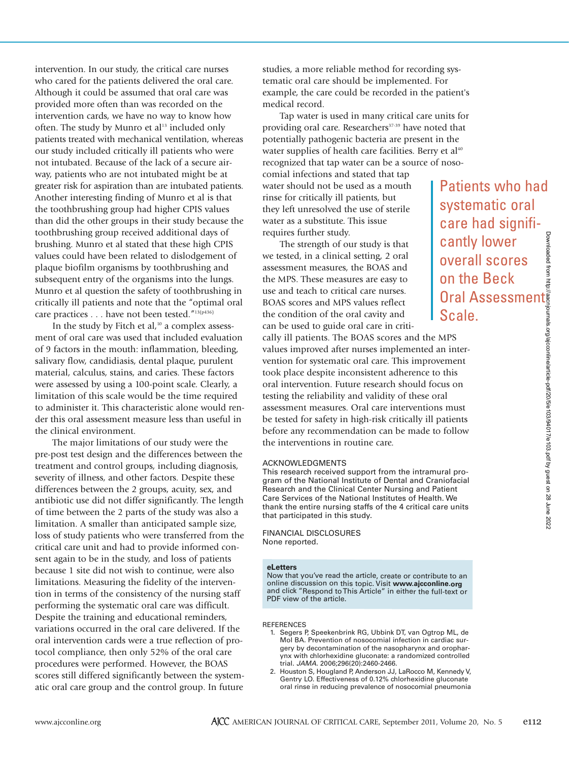intervention. In our study, the critical care nurses who cared for the patients delivered the oral care. Although it could be assumed that oral care was provided more often than was recorded on the intervention cards, we have no way to know how often. The study by Munro et al[13] included only patients treated with mechanical ventilation, whereas our study included critically ill patients who were not intubated. Because of the lack of a secure airway, patients who are not intubated might be at greater risk for aspiration than are intubated patients. Another interesting finding of Munro et al is that the toothbrushing group had higher CPIS values than did the other groups in their study because the toothbrushing group received additional days of brushing. Munro et al stated that these high CPIS values could have been related to dislodgement of plaque biofilm organisms by toothbrushing and subsequent entry of the organisms into the lungs. Munro et al question the safety of toothbrushing in critically ill patients and note that the "optimal oral care practices . . . have not been tested."[13(p436)]

In the study by Fitch et al,[10] a complex assessment of oral care was used that included evaluation of 9 factors in the mouth: inflammation, bleeding, salivary flow, candidiasis, dental plaque, purulent material, calculus, stains, and caries. These factors were assessed by using a 100-point scale. Clearly, a limitation of this scale would be the time required to administer it. This characteristic alone would render this oral assessment measure less than useful in the clinical environment.

The major limitations of our study were the pre-post test design and the differences between the treatment and control groups, including diagnosis, severity of illness, and other factors. Despite these differences between the 2 groups, acuity, sex, and antibiotic use did not differ significantly. The length of time between the 2 parts of the study was also a limitation. A smaller than anticipated sample size, loss of study patients who were transferred from the critical care unit and had to provide informed consent again to be in the study, and loss of patients because 1 site did not wish to continue, were also limitations. Measuring the fidelity of the intervention in terms of the consistency of the nursing staff performing the systematic oral care was difficult. Despite the training and educational reminders, variations occurred in the oral care delivered. If the oral intervention cards were a true reflection of protocol compliance, then only 52% of the oral care procedures were performed. However, the BOAS scores still differed significantly between the systematic oral care group and the control group. In future studies, a more reliable method for recording systematic oral care should be implemented. For example, the care could be recorded in the patient's medical record.

Tap water is used in many critical care units for providing oral care. Researchers[37-39] have noted that potentially pathogenic bacteria are present in the water supplies of health care facilities. Berry et al[40] recognized that tap water can be a source of nosocomial infections and stated that tap water should not be used as a mouth rinse for critically ill patients, but they left unresolved the use of sterile water as a substitute. This issue requires further study.

> Patients who had systematic oral care had significantly lower overall scores on the Beck Oral Assessment Scale.

The strength of our study is that we tested, in a clinical setting, 2 oral assessment measures, the BOAS and the MPS. These measures are easy to use and teach to critical care nurses. BOAS scores and MPS values reflect the condition of the oral cavity and can be used to guide oral care in critically ill patients. The BOAS scores and the MPS values improved after nurses implemented an intervention for systematic oral care. This improvement took place despite inconsistent adherence to this oral intervention. Future research should focus on testing the reliability and validity of these oral assessment measures. Oral care interventions must be tested for safety in high-risk critically ill patients before any recommendation can be made to follow the interventions in routine care.

## ACKNOWLEDGMENTS

This research received support from the intramural program of the National Institute of Dental and Craniofacial Research and the Clinical Center Nursing and Patient Care Services of the National Institutes of Health. We thank the entire nursing staffs of the 4 critical care units that participated in this study.

## FINANCIAL DISCLOSURES

None reported.

**eLetters**
Now that you've read the article, create or contribute to an online discussion on this topic. Visit **www.ajcconline.org** and click "Respond to This Article" in either the full-text or PDF view of the article.

## REFERENCES

1. Segers P, Speekenbrink RG, Ubbink DT, van Ogtrop ML, de Mol BA. Prevention of nosocomial infection in cardiac surgery by decontamination of the nasopharynx and oropharynx with chlorhexidine gluconate: a randomized controlled trial. *JAMA*. 2006;296(20):2460-2466.
2. Houston S, Hougland P, Anderson JJ, LaRocco M, Kennedy V, Gentry LO. Effectiveness of 0.12% chlorhexidine gluconate oral rinse in reducing prevalence of nosocomial pneumonia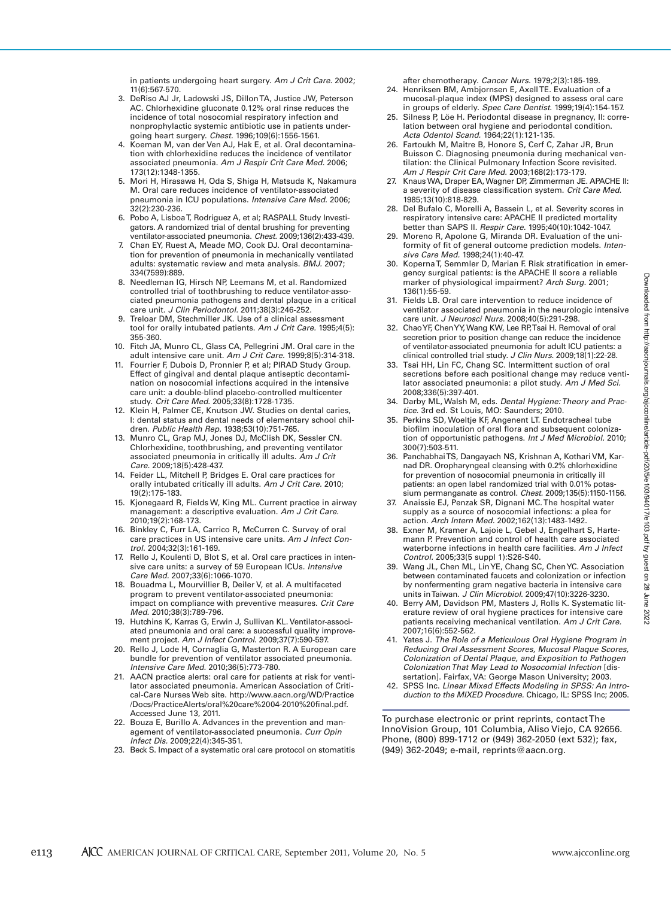in patients undergoing heart surgery. *Am J Crit Care.* 2002; 11(6):567-570.

3. DeRiso AJ Jr, Ladowski JS, Dillon TA, Justice JW, Peterson AC. Chlorhexidine gluconate 0.12% oral rinse reduces the incidence of total nosocomial respiratory infection and nonprophylactic systemic antibiotic use in patients undergoing heart surgery. *Chest.* 1996;109(6):1556-1561.
4. Koeman M, van der Ven AJ, Hak E, et al. Oral decontamination with chlorhexidine reduces the incidence of ventilator associated pneumonia. *Am J Respir Crit Care Med.* 2006; 173(12):1348-1355.
5. Mori H, Hirasawa H, Oda S, Shiga H, Matsuda K, Nakamura M. Oral care reduces incidence of ventilator-associated pneumonia in ICU populations. *Intensive Care Med.* 2006; 32(2):230-236.
6. Pobo A, Lisboa T, Rodriguez A, et al; RASPALL Study Investigators. A randomized trial of dental brushing for preventing ventilator-associated pneumonia. *Chest.* 2009;136(2):433-439.
7. Chan EY, Ruest A, Meade MO, Cook DJ. Oral decontamination for prevention of pneumonia in mechanically ventilated adults: systematic review and meta analysis. *BMJ.* 2007; 334(7599):889.
8. Needleman IG, Hirsch NP, Leemans M, et al. Randomized controlled trial of toothbrushing to reduce ventilator-associated pneumonia pathogens and dental plaque in a critical care unit. *J Clin Periodontol.* 2011;38(3):246-252.
9. Treloar DM, Stechmiller JK. Use of a clinical assessment tool for orally intubated patients. *Am J Crit Care.* 1995;4(5): 355-360.
10. Fitch JA, Munro CL, Glass CA, Pellegrini JM. Oral care in the adult intensive care unit. *Am J Crit Care.* 1999;8(5):314-318.
11. Fourrier F, Dubois D, Pronnier P, et al; PIRAD Study Group. Effect of gingival and dental plaque antiseptic decontamination on nosocomial infections acquired in the intensive care unit: a double-blind placebo-controlled multicenter study. *Crit Care Med.* 2005;33(8):1728-1735.
12. Klein H, Palmer CE, Knutson JW. Studies on dental caries, I: dental status and dental needs of elementary school children. *Public Health Rep.* 1938;53(10):751-765.
13. Munro CL, Grap MJ, Jones DJ, McClish DK, Sessler CN. Chlorhexidine, toothbrushing, and preventing ventilator associated pneumonia in critically ill adults. *Am J Crit Care.* 2009;18(5):428-437.
14. Feider LL, Mitchell P, Bridges E. Oral care practices for orally intubated critically ill adults. *Am J Crit Care.* 2010; 19(2):175-183.
15. Kjonegaard R, Fields W, King ML. Current practice in airway management: a descriptive evaluation. *Am J Crit Care.* 2010;19(2):168-173.
16. Binkley C, Furr LA, Carrico R, McCurren C. Survey of oral care practices in US intensive care units. *Am J Infect Control.* 2004;32(3):161-169.
17. Rello J, Koulenti D, Blot S, et al. Oral care practices in intensive care units: a survey of 59 European ICUs. *Intensive Care Med.* 2007;33(6):1066-1070.
18. Bouadma L, Mourvillier B, Deiler V, et al. A multifaceted program to prevent ventilator-associated pneumonia: impact on compliance with preventive measures. *Crit Care Med.* 2010;38(3):789-796.
19. Hutchins K, Karras G, Erwin J, Sullivan KL. Ventilator-associated pneumonia and oral care: a successful quality improvement project. *Am J Infect Control.* 2009;37(7):590-597.
20. Rello J, Lode H, Cornaglia G, Masterton R. A European care bundle for prevention of ventilator associated pneumonia. *Intensive Care Med.* 2010;36(5):773-780.
21. AACN practice alerts: oral care for patients at risk for ventilator associated pneumonia. American Association of Critical-Care Nurses Web site. http://www.aacn.org/WD/Practice /Docs/PracticeAlerts/oral%20care%2004-2010%20final.pdf. Accessed June 13, 2011.
22. Bouza E, Burillo A. Advances in the prevention and management of ventilator-associated pneumonia. *Curr Opin Infect Dis.* 2009;22(4):345-351.
23. Beck S. Impact of a systematic oral care protocol on stomatitis after chemotherapy. *Cancer Nurs.* 1979;2(3):185-199.
24. Henriksen BM, Ambjornsen E, Axell TE. Evaluation of a mucosal-plaque index (MPS) designed to assess oral care in groups of elderly. *Spec Care Dentist.* 1999;19(4):154-157.
25. Silness P, Löe H. Periodontal disease in pregnancy, II: correlation between oral hygiene and periodontal condition. *Acta Odontol Scand.* 1964;22(1):121-135.
26. Fartoukh M, Maitre B, Honore S, Cerf C, Zahar JR, Brun Buisson C. Diagnosing pneumonia during mechanical ventilation: the Clinical Pulmonary Infection Score revisited. *Am J Respir Crit Care Med.* 2003;168(2):173-179.
27. Knaus WA, Draper EA, Wagner DP, Zimmerman JE. APACHE II: a severity of disease classification system. *Crit Care Med.* 1985;13(10):818-829.
28. Del Bufalo C, Morelli A, Bassein L, et al. Severity scores in respiratory intensive care: APACHE II predicted mortality better than SAPS II. *Respir Care.* 1995;40(10):1042-1047.
29. Moreno R, Apolone G, Miranda DR. Evaluation of the uniformity of fit of general outcome prediction models. *Intensive Care Med.* 1998;24(1):40-47.
30. Koperna T, Semmler D, Marian F. Risk stratification in emergency surgical patients: is the APACHE II score a reliable marker of physiological impairment? *Arch Surg.* 2001; 136(1):55-59.
31. Fields LB. Oral care intervention to reduce incidence of ventilator associated pneumonia in the neurologic intensive care unit. *J Neurosci Nurs.* 2008;40(5):291-298.
32. Chao YF, Chen YY, Wang KW, Lee RP, Tsai H. Removal of oral secretion prior to position change can reduce the incidence of ventilator-associated pneumonia for adult ICU patients: a clinical controlled trial study. *J Clin Nurs.* 2009;18(1):22-28.
33. Tsai HH, Lin FC, Chang SC. Intermittent suction of oral secretions before each positional change may reduce ventilator associated pneumonia: a pilot study. *Am J Med Sci.* 2008;336(5):397-401.
34. Darby ML, Walsh M, eds. *Dental Hygiene: Theory and Practice.* 3rd ed. St Louis, MO: Saunders; 2010.
35. Perkins SD, Woeltje KF, Angenent LT. Endotracheal tube biofilm inoculation of oral flora and subsequent colonization of opportunistic pathogens. *Int J Med Microbiol.* 2010; 300(7):503-511.
36. Panchabhai TS, Dangayach NS, Krishnan A, Kothari VM, Karnad DR. Oropharyngeal cleansing with 0.2% chlorhexidine for prevention of nosocomial pneumonia in critically ill patients: an open label randomized trial with 0.01% potassium permanganate as control. *Chest.* 2009;135(5):1150-1156.
37. Anaissie EJ, Penzak SR, Dignani MC. The hospital water supply as a source of nosocomial infections: a plea for action. *Arch Intern Med.* 2002;162(13):1483-1492.
38. Exner M, Kramer A, Lajoie L, Gebel J, Engelhart S, Hartemann P. Prevention and control of health care associated waterborne infections in health care facilities. *Am J Infect Control.* 2005;33(5 suppl 1):S26-S40.
39. Wang JL, Chen ML, Lin YE, Chang SC, Chen YC. Association between contaminated faucets and colonization or infection by nonfermenting gram negative bacteria in intensive care units in Taiwan. *J Clin Microbiol.* 2009;47(10):3226-3230.
40. Berry AM, Davidson PM, Masters J, Rolls K. Systematic literature review of oral hygiene practices for intensive care patients receiving mechanical ventilation. *Am J Crit Care.* 2007;16(6):552-562.
41. Yates J. *The Role of a Meticulous Oral Hygiene Program in Reducing Oral Assessment Scores, Mucosal Plaque Scores, Colonization of Dental Plaque, and Exposition to Pathogen Colonization That May Lead to Nosocomial Infection* [dissertation]. Fairfax, VA: George Mason University; 2003.
42. SPSS Inc. *Linear Mixed Effects Modeling in SPSS: An Introduction to the MIXED Procedure.* Chicago, IL: SPSS Inc; 2005.

To purchase electronic or print reprints, contact The InnoVision Group, 101 Columbia, Aliso Viejo, CA 92656. Phone, (800) 899-1712 or (949) 362-2050 (ext 532); fax, (949) 362-2049; e-mail, reprints@aacn.org.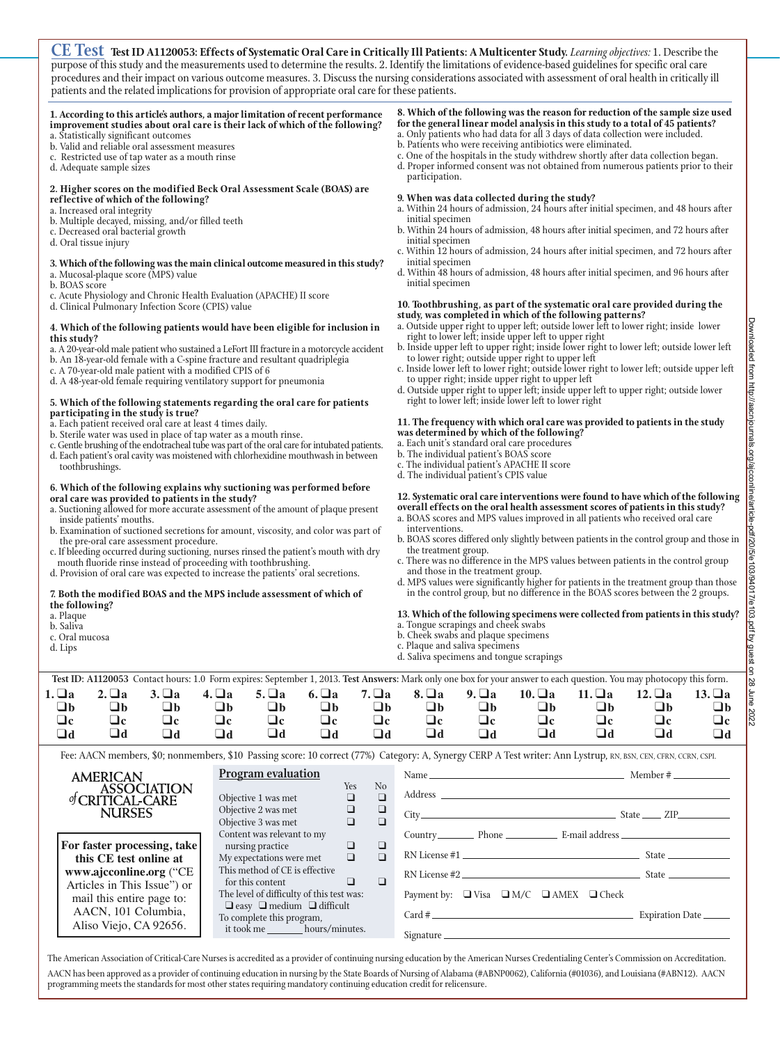# CE Test

**Test ID A1120053: Effects of Systematic Oral Care in Critically Ill Patients: A Multicenter Study.** *Learning objectives:* 1. Describe the purpose of this study and the measurements used to determine the results. 2. Identify the limitations of evidence-based guidelines for specific oral care procedures and their impact on various outcome measures. 3. Discuss the nursing considerations associated with assessment of oral health in critically ill patients and the related implications for provision of appropriate oral care for these patients.

**1. According to this article's authors, a major limitation of recent performance improvement studies about oral care is their lack of which of the following?**
a. Statistically significant outcomes
b. Valid and reliable oral assessment measures
c. Restricted use of tap water as a mouth rinse
d. Adequate sample sizes

**2. Higher scores on the modified Beck Oral Assessment Scale (BOAS) are reflective of which of the following?**
a. Increased oral integrity
b. Multiple decayed, missing, and/or filled teeth
c. Decreased oral bacterial growth
d. Oral tissue injury

**3. Which of the following was the main clinical outcome measured in this study?**
a. Mucosal-plaque score (MPS) value
b. BOAS score
c. Acute Physiology and Chronic Health Evaluation (APACHE) II score
d. Clinical Pulmonary Infection Score (CPIS) value

**4. Which of the following patients would have been eligible for inclusion in this study?**
a. A 20-year-old male patient who sustained a LeFort III fracture in a motorcycle accident
b. An 18-year-old female with a C-spine fracture and resultant quadriplegia
c. A 70-year-old male patient with a modified CPIS of 6
d. A 48-year-old female requiring ventilatory support for pneumonia

**5. Which of the following statements regarding the oral care for patients participating in the study is true?**
a. Each patient received oral care at least 4 times daily.
b. Sterile water was used in place of tap water as a mouth rinse.
c. Gentle brushing of the endotracheal tube was part of the oral care for intubated patients.
d. Each patient's oral cavity was moistened with chlorhexidine mouthwash in between toothbrushings.

**6. Which of the following explains why suctioning was performed before oral care was provided to patients in the study?**
a. Suctioning allowed for more accurate assessment of the amount of plaque present inside patients' mouths.
b. Examination of suctioned secretions for amount, viscosity, and color was part of the pre-oral care assessment procedure.
c. If bleeding occurred during suctioning, nurses rinsed the patient's mouth with dry mouth fluoride rinse instead of proceeding with toothbrushing.
d. Provision of oral care was expected to increase the patients' oral secretions.

**7. Both the modified BOAS and the MPS include assessment of which of the following?**
a. Plaque
b. Saliva
c. Oral mucosa
d. Lips

**8. Which of the following was the reason for reduction of the sample size used for the general linear model analysis in this study to a total of 45 patients?**
a. Only patients who had data for all 3 days of data collection were included.
b. Patients who were receiving antibiotics were eliminated.
c. One of the hospitals in the study withdrew shortly after data collection began.
d. Proper informed consent was not obtained from numerous patients prior to their participation.

**9. When was data collected during the study?**
a. Within 24 hours of admission, 24 hours after initial specimen, and 48 hours after initial specimen
b. Within 24 hours of admission, 48 hours after initial specimen, and 72 hours after initial specimen
c. Within 12 hours of admission, 24 hours after initial specimen, and 72 hours after initial specimen
d. Within 48 hours of admission, 48 hours after initial specimen, and 96 hours after initial specimen

**10. Toothbrushing, as part of the systematic oral care provided during the study, was completed in which of the following patterns?**
a. Outside upper right to upper left; outside lower left to lower right; inside lower right to lower left; inside upper left to upper right
b. Inside upper left to upper right; inside lower right to lower left; outside lower left to lower right; outside upper right to upper left
c. Inside lower left to lower right; outside lower right to lower left; outside upper left to upper right; inside upper right to upper left
d. Outside upper right to upper left; inside upper left to upper right; outside lower right to lower left; inside lower left to lower right

**11. The frequency with which oral care was provided to patients in the study was determined by which of the following?**
a. Each unit's standard oral care procedures
b. The individual patient's BOAS score
c. The individual patient's APACHE II score
d. The individual patient's CPIS value

**12. Systematic oral care interventions were found to have which of the following overall effects on the oral health assessment scores of patients in this study?**
a. BOAS scores and MPS values improved in all patients who received oral care interventions.
b. BOAS scores differed only slightly between patients in the control group and those in the treatment group.
c. There was no difference in the MPS values between patients in the control group and those in the treatment group.
d. MPS values were significantly higher for patients in the treatment group than those in the control group, but no difference in the BOAS scores between the 2 groups.

**13. Which of the following specimens were collected from patients in this study?**
a. Tongue scrapings and cheek swabs
b. Cheek swabs and plaque specimens
c. Plaque and saliva specimens
d. Saliva specimens and tongue scrapings

**Test ID:** A1120053 Contact hours: 1.0 Form expires: September 1, 2013. **Test Answers:** Mark only one box for your answer to each question. You may photocopy this form.

| 1. | 2. | 3. | 4. | 5. | 6. | 7. | 8. | 9. | 10. | 11. | 12. | 13. |
|---|---|---|---|---|---|---|---|---|---|---|---|---|
| ❑a | ❑a | ❑a | ❑a | ❑a | ❑a | ❑a | ❑a | ❑a | ❑a | ❑a | ❑a | ❑a |
| ❑b | ❑b | ❑b | ❑b | ❑b | ❑b | ❑b | ❑b | ❑b | ❑b | ❑b | ❑b | ❑b |
| ❑c | ❑c | ❑c | ❑c | ❑c | ❑c | ❑c | ❑c | ❑c | ❑c | ❑c | ❑c | ❑c |
| ❑d | ❑d | ❑d | ❑d | ❑d | ❑d | ❑d | ❑d | ❑d | ❑d | ❑d | ❑d | ❑d |

Fee: AACN members, $0; nonmembers, $10 Passing score: 10 correct (77%) Category: A, Synergy CERP A Test writer: Ann Lystrup, RN, BSN, CEN, CFRN, CCRN, CSPI.

AMERICAN ASSOCIATION of CRITICAL-CARE NURSES

**For faster processing, take this CE test online at www.ajcconline.org** ("CE Articles in This Issue") or mail this entire page to: AACN, 101 Columbia, Aliso Viejo, CA 92656.

**Program evaluation**

| | Yes | No |
|---|---|---|
| Objective 1 was met | ❑ | ❑ |
| Objective 2 was met | ❑ | ❑ |
| Objective 3 was met | ❑ | ❑ |
| Content was relevant to my nursing practice | ❑ | ❑ |
| My expectations were met | ❑ | ❑ |
| This method of CE is effective for this content | ❑ | ❑ |

The level of difficulty of this test was: ❑ easy ❑ medium ❑ difficult

To complete this program, it took me _______ hours/minutes.

Name ______________________ Member # __________

Address ______________________

City ______________________ State ____ ZIP ________

Country ________ Phone __________ E-mail address ______________

RN License #1 ______________________ State __________

RN License #2 ______________________ State __________

Payment by: ❑ Visa ❑ M/C ❑ AMEX ❑ Check

Card # ______________________ Expiration Date ______

Signature ______________________

The American Association of Critical-Care Nurses is accredited as a provider of continuing nursing education by the American Nurses Credentialing Center's Commission on Accreditation.

AACN has been approved as a provider of continuing education in nursing by the State Boards of Nursing of Alabama (#ABNP0062), California (#01036), and Louisiana (#ABN12). AACN programming meets the standards for most other states requiring mandatory continuing education credit for relicensure.